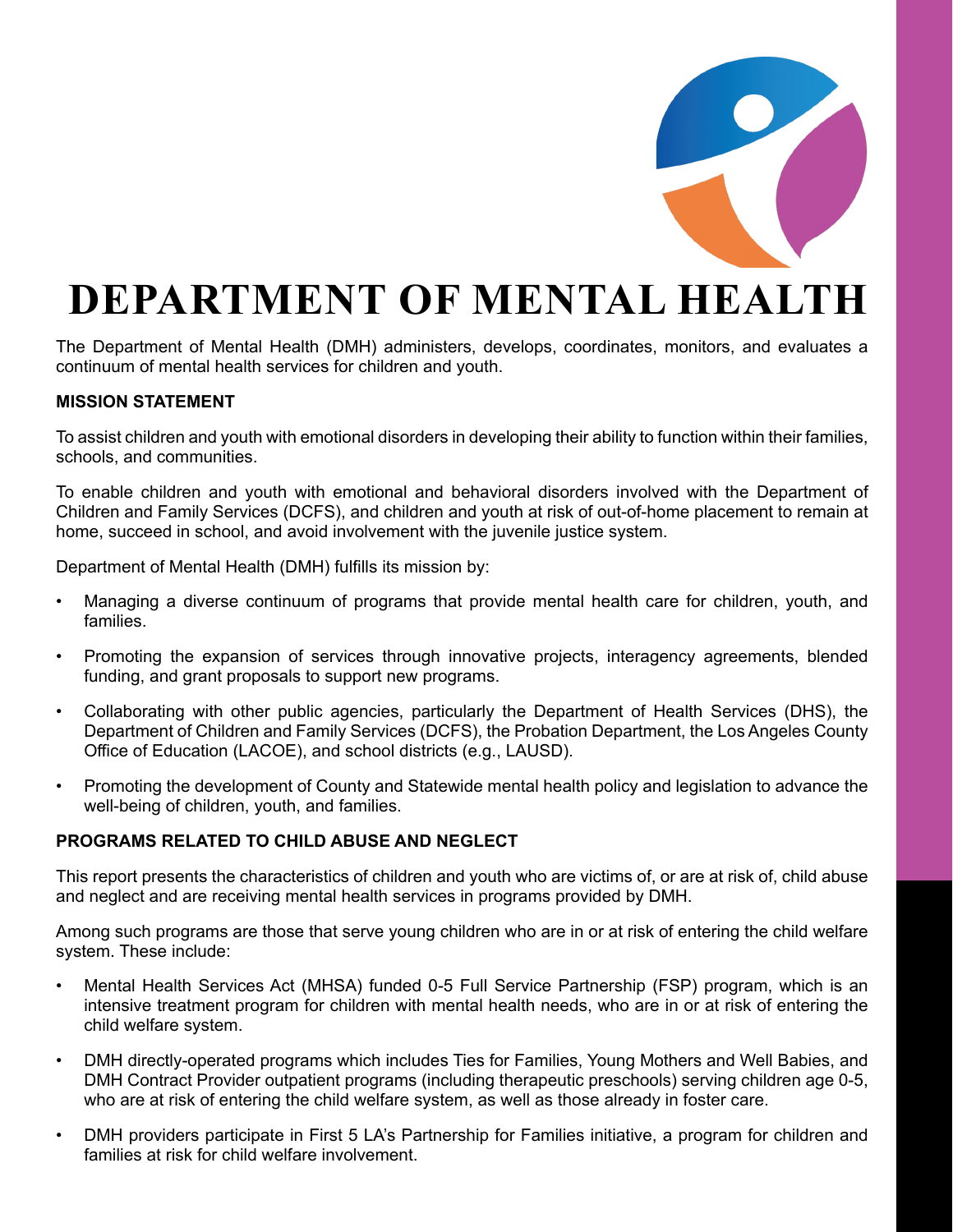# DEPARTMENT OF MENTAL HEALTH

The Department of Mental Health (DMH) administers, develops, coordinates, monitors, and evaluates a continuum of mental health services for children and youth.

**MISSION STATEMENT**

To assist children and youth with emotional disorders in developing their ability to function within their families, schools, and communities.

To enable children and youth with emotional and behavioral disorders involved with the Department of Children and Family Services (DCFS), and children and youth at risk of out-of-home placement to remain at home, succeed in school, and avoid involvement with the juvenile justice system.

Department of Mental Health (DMH) fulfills its mission by:

- Managing a diverse continuum of programs that provide mental health care for children, youth, and families.
- Promoting the expansion of services through innovative projects, interagency agreements, blended funding, and grant proposals to support new programs.
- Collaborating with other public agencies, particularly the Department of Health Services (DHS), the Department of Children and Family Services (DCFS), the Probation Department, the Los Angeles County Office of Education (LACOE), and school districts (e.g., LAUSD).
- Promoting the development of County and Statewide mental health policy and legislation to advance the well-being of children, youth, and families.

**PROGRAMS RELATED TO CHILD ABUSE AND NEGLECT**

This report presents the characteristics of children and youth who are victims of, or are at risk of, child abuse and neglect and are receiving mental health services in programs provided by DMH.

Among such programs are those that serve young children who are in or at risk of entering the child welfare system. These include:

- Mental Health Services Act (MHSA) funded 0-5 Full Service Partnership (FSP) program, which is an intensive treatment program for children with mental health needs, who are in or at risk of entering the child welfare system.
- DMH directly-operated programs which includes Ties for Families, Young Mothers and Well Babies, and DMH Contract Provider outpatient programs (including therapeutic preschools) serving children age 0-5, who are at risk of entering the child welfare system, as well as those already in foster care.
- DMH providers participate in First 5 LA's Partnership for Families initiative, a program for children and families at risk for child welfare involvement.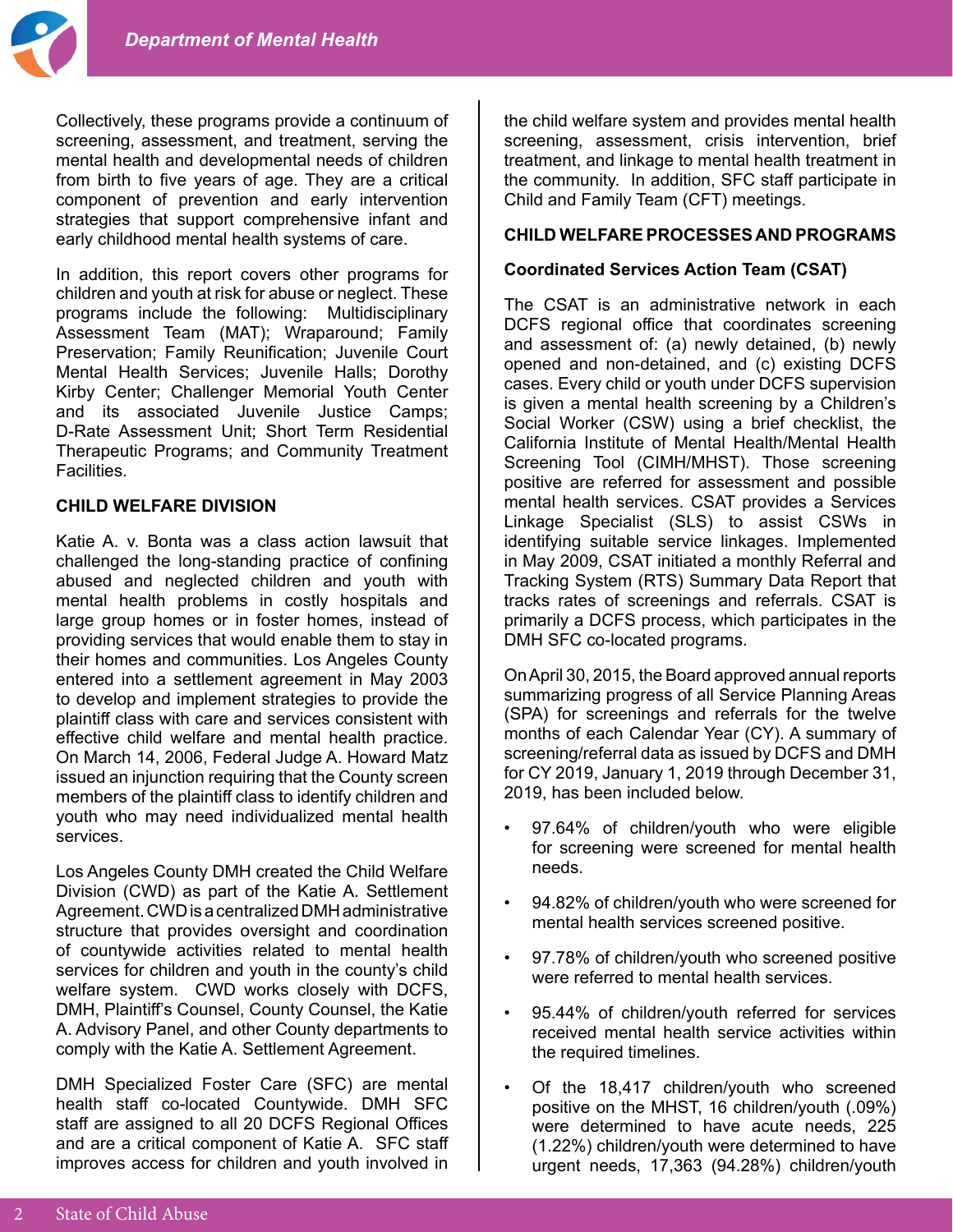Collectively, these programs provide a continuum of screening, assessment, and treatment, serving the mental health and developmental needs of children from birth to five years of age. They are a critical component of prevention and early intervention strategies that support comprehensive infant and early childhood mental health systems of care.

In addition, this report covers other programs for children and youth at risk for abuse or neglect. These programs include the following: Multidisciplinary Assessment Team (MAT); Wraparound; Family Preservation; Family Reunification; Juvenile Court Mental Health Services; Juvenile Halls; Dorothy Kirby Center; Challenger Memorial Youth Center and its associated Juvenile Justice Camps; D-Rate Assessment Unit; Short Term Residential Therapeutic Programs; and Community Treatment Facilities.

## CHILD WELFARE DIVISION

Katie A. v. Bonta was a class action lawsuit that challenged the long-standing practice of confining abused and neglected children and youth with mental health problems in costly hospitals and large group homes or in foster homes, instead of providing services that would enable them to stay in their homes and communities. Los Angeles County entered into a settlement agreement in May 2003 to develop and implement strategies to provide the plaintiff class with care and services consistent with effective child welfare and mental health practice. On March 14, 2006, Federal Judge A. Howard Matz issued an injunction requiring that the County screen members of the plaintiff class to identify children and youth who may need individualized mental health services.

Los Angeles County DMH created the Child Welfare Division (CWD) as part of the Katie A. Settlement Agreement. CWD is a centralized DMH administrative structure that provides oversight and coordination of countywide activities related to mental health services for children and youth in the county's child welfare system. CWD works closely with DCFS, DMH, Plaintiff's Counsel, County Counsel, the Katie A. Advisory Panel, and other County departments to comply with the Katie A. Settlement Agreement.

DMH Specialized Foster Care (SFC) are mental health staff co-located Countywide. DMH SFC staff are assigned to all 20 DCFS Regional Offices and are a critical component of Katie A. SFC staff improves access for children and youth involved in the child welfare system and provides mental health screening, assessment, crisis intervention, brief treatment, and linkage to mental health treatment in the community. In addition, SFC staff participate in Child and Family Team (CFT) meetings.

## CHILD WELFARE PROCESSES AND PROGRAMS

### Coordinated Services Action Team (CSAT)

The CSAT is an administrative network in each DCFS regional office that coordinates screening and assessment of: (a) newly detained, (b) newly opened and non-detained, and (c) existing DCFS cases. Every child or youth under DCFS supervision is given a mental health screening by a Children's Social Worker (CSW) using a brief checklist, the California Institute of Mental Health/Mental Health Screening Tool (CIMH/MHST). Those screening positive are referred for assessment and possible mental health services. CSAT provides a Services Linkage Specialist (SLS) to assist CSWs in identifying suitable service linkages. Implemented in May 2009, CSAT initiated a monthly Referral and Tracking System (RTS) Summary Data Report that tracks rates of screenings and referrals. CSAT is primarily a DCFS process, which participates in the DMH SFC co-located programs.

On April 30, 2015, the Board approved annual reports summarizing progress of all Service Planning Areas (SPA) for screenings and referrals for the twelve months of each Calendar Year (CY). A summary of screening/referral data as issued by DCFS and DMH for CY 2019, January 1, 2019 through December 31, 2019, has been included below.

- 97.64% of children/youth who were eligible for screening were screened for mental health needs.
- 94.82% of children/youth who were screened for mental health services screened positive.
- 97.78% of children/youth who screened positive were referred to mental health services.
- 95.44% of children/youth referred for services received mental health service activities within the required timelines.
- Of the 18,417 children/youth who screened positive on the MHST, 16 children/youth (.09%) were determined to have acute needs, 225 (1.22%) children/youth were determined to have urgent needs, 17,363 (94.28%) children/youth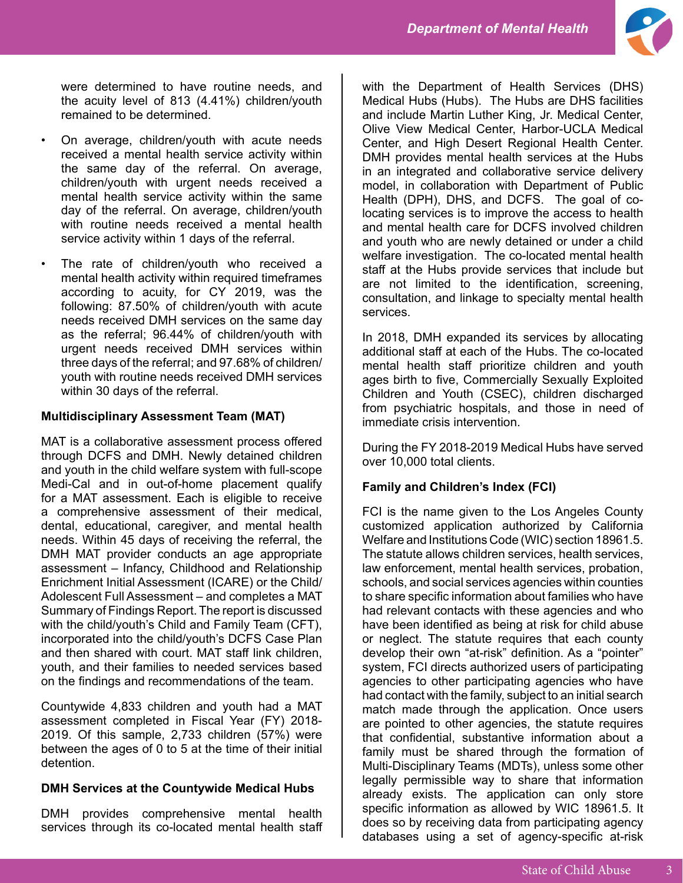were determined to have routine needs, and the acuity level of 813 (4.41%) children/youth remained to be determined.

- On average, children/youth with acute needs received a mental health service activity within the same day of the referral. On average, children/youth with urgent needs received a mental health service activity within the same day of the referral. On average, children/youth with routine needs received a mental health service activity within 1 days of the referral.
- The rate of children/youth who received a mental health activity within required timeframes according to acuity, for CY 2019, was the following: 87.50% of children/youth with acute needs received DMH services on the same day as the referral; 96.44% of children/youth with urgent needs received DMH services within three days of the referral; and 97.68% of children/youth with routine needs received DMH services within 30 days of the referral.

**Multidisciplinary Assessment Team (MAT)**

MAT is a collaborative assessment process offered through DCFS and DMH. Newly detained children and youth in the child welfare system with full-scope Medi-Cal and in out-of-home placement qualify for a MAT assessment. Each is eligible to receive a comprehensive assessment of their medical, dental, educational, caregiver, and mental health needs. Within 45 days of receiving the referral, the DMH MAT provider conducts an age appropriate assessment – Infancy, Childhood and Relationship Enrichment Initial Assessment (ICARE) or the Child/Adolescent Full Assessment – and completes a MAT Summary of Findings Report. The report is discussed with the child/youth's Child and Family Team (CFT), incorporated into the child/youth's DCFS Case Plan and then shared with court. MAT staff link children, youth, and their families to needed services based on the findings and recommendations of the team.

Countywide 4,833 children and youth had a MAT assessment completed in Fiscal Year (FY) 2018-2019. Of this sample, 2,733 children (57%) were between the ages of 0 to 5 at the time of their initial detention.

**DMH Services at the Countywide Medical Hubs**

DMH provides comprehensive mental health services through its co-located mental health staff with the Department of Health Services (DHS) Medical Hubs (Hubs). The Hubs are DHS facilities and include Martin Luther King, Jr. Medical Center, Olive View Medical Center, Harbor-UCLA Medical Center, and High Desert Regional Health Center. DMH provides mental health services at the Hubs in an integrated and collaborative service delivery model, in collaboration with Department of Public Health (DPH), DHS, and DCFS. The goal of co-locating services is to improve the access to health and mental health care for DCFS involved children and youth who are newly detained or under a child welfare investigation. The co-located mental health staff at the Hubs provide services that include but are not limited to the identification, screening, consultation, and linkage to specialty mental health services.

In 2018, DMH expanded its services by allocating additional staff at each of the Hubs. The co-located mental health staff prioritize children and youth ages birth to five, Commercially Sexually Exploited Children and Youth (CSEC), children discharged from psychiatric hospitals, and those in need of immediate crisis intervention.

During the FY 2018-2019 Medical Hubs have served over 10,000 total clients.

**Family and Children's Index (FCI)**

FCI is the name given to the Los Angeles County customized application authorized by California Welfare and Institutions Code (WIC) section 18961.5. The statute allows children services, health services, law enforcement, mental health services, probation, schools, and social services agencies within counties to share specific information about families who have had relevant contacts with these agencies and who have been identified as being at risk for child abuse or neglect. The statute requires that each county develop their own "at-risk" definition. As a "pointer" system, FCI directs authorized users of participating agencies to other participating agencies who have had contact with the family, subject to an initial search match made through the application. Once users are pointed to other agencies, the statute requires that confidential, substantive information about a family must be shared through the formation of Multi-Disciplinary Teams (MDTs), unless some other legally permissible way to share that information already exists. The application can only store specific information as allowed by WIC 18961.5. It does so by receiving data from participating agency databases using a set of agency-specific at-risk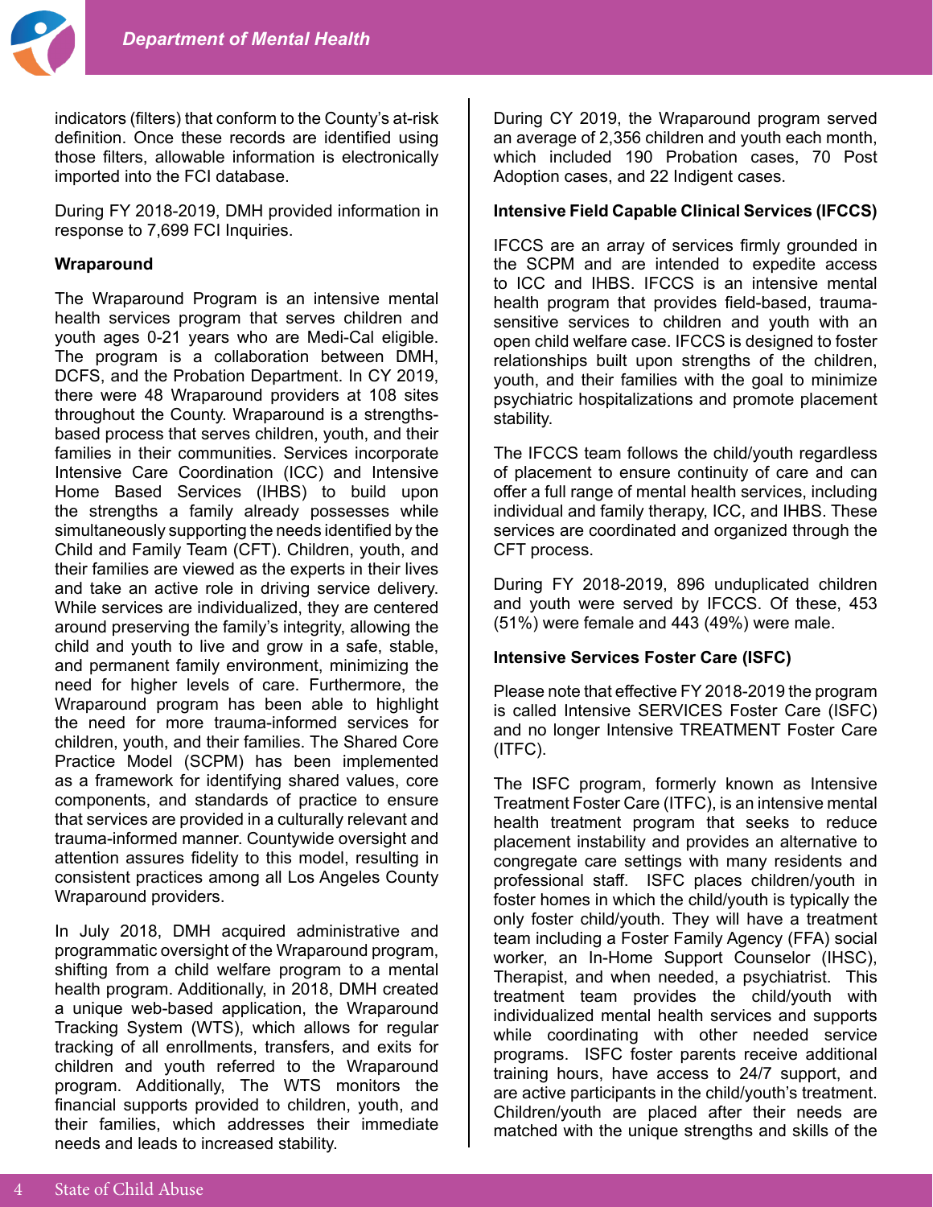indicators (filters) that conform to the County's at-risk definition. Once these records are identified using those filters, allowable information is electronically imported into the FCI database.

During FY 2018-2019, DMH provided information in response to 7,699 FCI Inquiries.

**Wraparound**

The Wraparound Program is an intensive mental health services program that serves children and youth ages 0-21 years who are Medi-Cal eligible. The program is a collaboration between DMH, DCFS, and the Probation Department. In CY 2019, there were 48 Wraparound providers at 108 sites throughout the County. Wraparound is a strengths-based process that serves children, youth, and their families in their communities. Services incorporate Intensive Care Coordination (ICC) and Intensive Home Based Services (IHBS) to build upon the strengths a family already possesses while simultaneously supporting the needs identified by the Child and Family Team (CFT). Children, youth, and their families are viewed as the experts in their lives and take an active role in driving service delivery. While services are individualized, they are centered around preserving the family's integrity, allowing the child and youth to live and grow in a safe, stable, and permanent family environment, minimizing the need for higher levels of care. Furthermore, the Wraparound program has been able to highlight the need for more trauma-informed services for children, youth, and their families. The Shared Core Practice Model (SCPM) has been implemented as a framework for identifying shared values, core components, and standards of practice to ensure that services are provided in a culturally relevant and trauma-informed manner. Countywide oversight and attention assures fidelity to this model, resulting in consistent practices among all Los Angeles County Wraparound providers.

In July 2018, DMH acquired administrative and programmatic oversight of the Wraparound program, shifting from a child welfare program to a mental health program. Additionally, in 2018, DMH created a unique web-based application, the Wraparound Tracking System (WTS), which allows for regular tracking of all enrollments, transfers, and exits for children and youth referred to the Wraparound program. Additionally, The WTS monitors the financial supports provided to children, youth, and their families, which addresses their immediate needs and leads to increased stability.

During CY 2019, the Wraparound program served an average of 2,356 children and youth each month, which included 190 Probation cases, 70 Post Adoption cases, and 22 Indigent cases.

**Intensive Field Capable Clinical Services (IFCCS)**

IFCCS are an array of services firmly grounded in the SCPM and are intended to expedite access to ICC and IHBS. IFCCS is an intensive mental health program that provides field-based, trauma-sensitive services to children and youth with an open child welfare case. IFCCS is designed to foster relationships built upon strengths of the children, youth, and their families with the goal to minimize psychiatric hospitalizations and promote placement stability.

The IFCCS team follows the child/youth regardless of placement to ensure continuity of care and can offer a full range of mental health services, including individual and family therapy, ICC, and IHBS. These services are coordinated and organized through the CFT process.

During FY 2018-2019, 896 unduplicated children and youth were served by IFCCS. Of these, 453 (51%) were female and 443 (49%) were male.

**Intensive Services Foster Care (ISFC)**

Please note that effective FY 2018-2019 the program is called Intensive SERVICES Foster Care (ISFC) and no longer Intensive TREATMENT Foster Care (ITFC).

The ISFC program, formerly known as Intensive Treatment Foster Care (ITFC), is an intensive mental health treatment program that seeks to reduce placement instability and provides an alternative to congregate care settings with many residents and professional staff. ISFC places children/youth in foster homes in which the child/youth is typically the only foster child/youth. They will have a treatment team including a Foster Family Agency (FFA) social worker, an In-Home Support Counselor (IHSC), Therapist, and when needed, a psychiatrist. This treatment team provides the child/youth with individualized mental health services and supports while coordinating with other needed service programs. ISFC foster parents receive additional training hours, have access to 24/7 support, and are active participants in the child/youth's treatment. Children/youth are placed after their needs are matched with the unique strengths and skills of the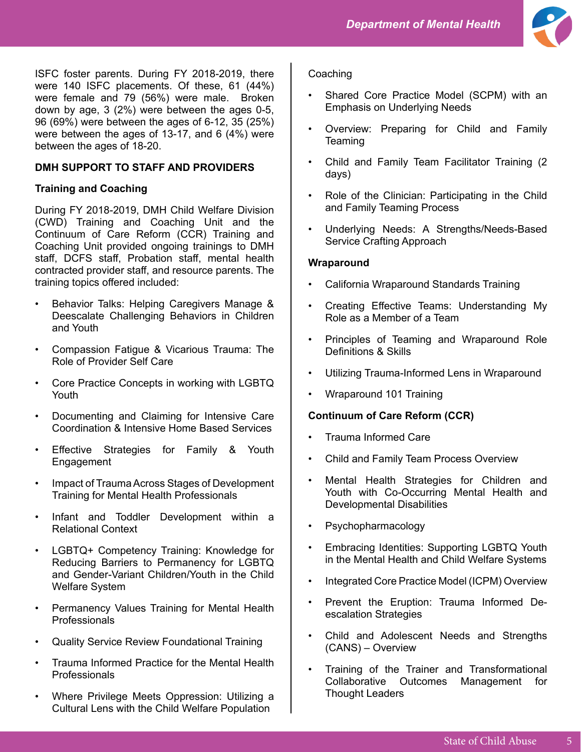ISFC foster parents. During FY 2018-2019, there were 140 ISFC placements. Of these, 61 (44%) were female and 79 (56%) were male. Broken down by age, 3 (2%) were between the ages 0-5, 96 (69%) were between the ages of 6-12, 35 (25%) were between the ages of 13-17, and 6 (4%) were between the ages of 18-20.

## DMH SUPPORT TO STAFF AND PROVIDERS

### Training and Coaching

During FY 2018-2019, DMH Child Welfare Division (CWD) Training and Coaching Unit and the Continuum of Care Reform (CCR) Training and Coaching Unit provided ongoing trainings to DMH staff, DCFS staff, Probation staff, mental health contracted provider staff, and resource parents. The training topics offered included:

- Behavior Talks: Helping Caregivers Manage & Deescalate Challenging Behaviors in Children and Youth
- Compassion Fatigue & Vicarious Trauma: The Role of Provider Self Care
- Core Practice Concepts in working with LGBTQ Youth
- Documenting and Claiming for Intensive Care Coordination & Intensive Home Based Services
- Effective Strategies for Family & Youth Engagement
- Impact of Trauma Across Stages of Development Training for Mental Health Professionals
- Infant and Toddler Development within a Relational Context
- LGBTQ+ Competency Training: Knowledge for Reducing Barriers to Permanency for LGBTQ and Gender-Variant Children/Youth in the Child Welfare System
- Permanency Values Training for Mental Health Professionals
- Quality Service Review Foundational Training
- Trauma Informed Practice for the Mental Health Professionals
- Where Privilege Meets Oppression: Utilizing a Cultural Lens with the Child Welfare Population

Coaching

- Shared Core Practice Model (SCPM) with an Emphasis on Underlying Needs
- Overview: Preparing for Child and Family Teaming
- Child and Family Team Facilitator Training (2 days)
- Role of the Clinician: Participating in the Child and Family Teaming Process
- Underlying Needs: A Strengths/Needs-Based Service Crafting Approach

**Wraparound**

- California Wraparound Standards Training
- Creating Effective Teams: Understanding My Role as a Member of a Team
- Principles of Teaming and Wraparound Role Definitions & Skills
- Utilizing Trauma-Informed Lens in Wraparound
- Wraparound 101 Training

**Continuum of Care Reform (CCR)**

- Trauma Informed Care
- Child and Family Team Process Overview
- Mental Health Strategies for Children and Youth with Co-Occurring Mental Health and Developmental Disabilities
- Psychopharmacology
- Embracing Identities: Supporting LGBTQ Youth in the Mental Health and Child Welfare Systems
- Integrated Core Practice Model (ICPM) Overview
- Prevent the Eruption: Trauma Informed De-escalation Strategies
- Child and Adolescent Needs and Strengths (CANS) – Overview
- Training of the Trainer and Transformational Collaborative Outcomes Management for Thought Leaders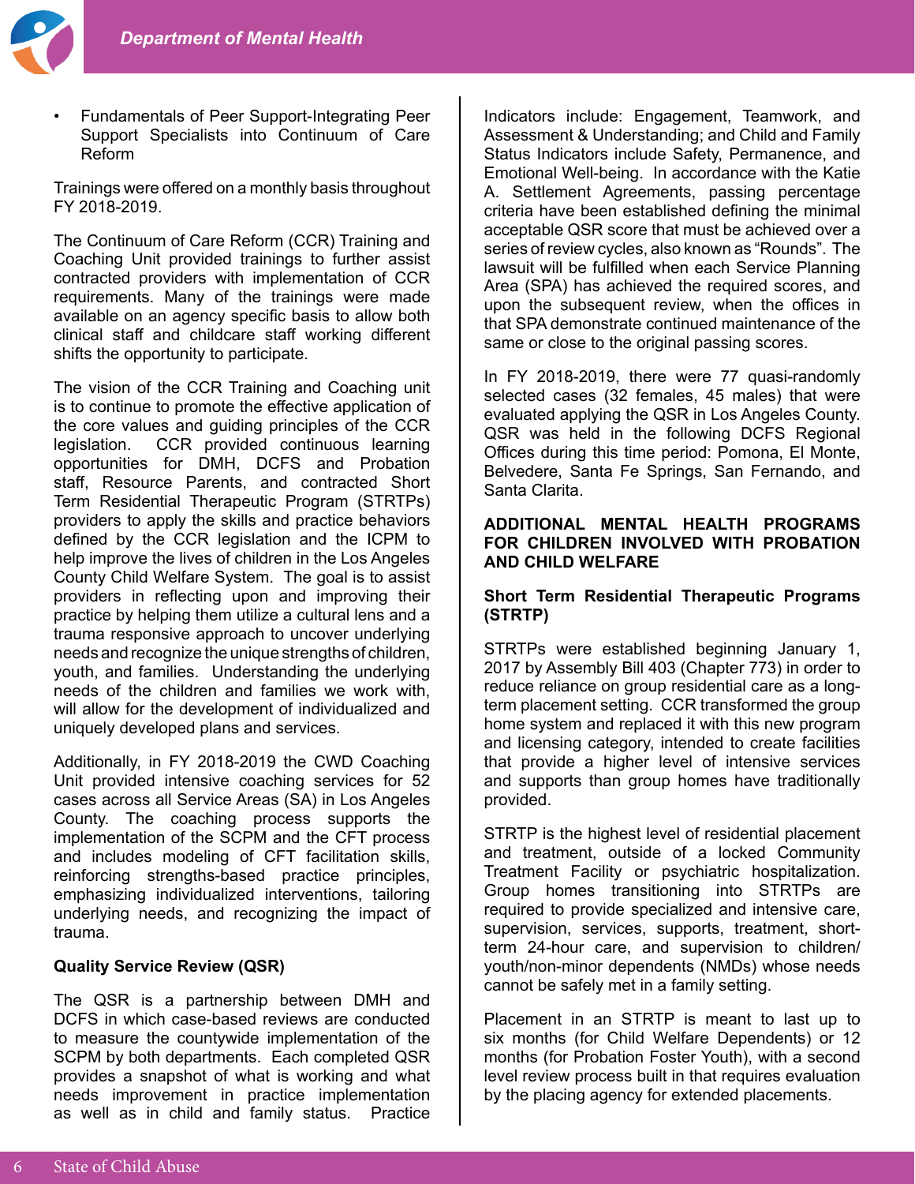- Fundamentals of Peer Support-Integrating Peer Support Specialists into Continuum of Care Reform

Trainings were offered on a monthly basis throughout FY 2018-2019.

The Continuum of Care Reform (CCR) Training and Coaching Unit provided trainings to further assist contracted providers with implementation of CCR requirements. Many of the trainings were made available on an agency specific basis to allow both clinical staff and childcare staff working different shifts the opportunity to participate.

The vision of the CCR Training and Coaching unit is to continue to promote the effective application of the core values and guiding principles of the CCR legislation. CCR provided continuous learning opportunities for DMH, DCFS and Probation staff, Resource Parents, and contracted Short Term Residential Therapeutic Program (STRTPs) providers to apply the skills and practice behaviors defined by the CCR legislation and the ICPM to help improve the lives of children in the Los Angeles County Child Welfare System. The goal is to assist providers in reflecting upon and improving their practice by helping them utilize a cultural lens and a trauma responsive approach to uncover underlying needs and recognize the unique strengths of children, youth, and families. Understanding the underlying needs of the children and families we work with, will allow for the development of individualized and uniquely developed plans and services.

Additionally, in FY 2018-2019 the CWD Coaching Unit provided intensive coaching services for 52 cases across all Service Areas (SA) in Los Angeles County. The coaching process supports the implementation of the SCPM and the CFT process and includes modeling of CFT facilitation skills, reinforcing strengths-based practice principles, emphasizing individualized interventions, tailoring underlying needs, and recognizing the impact of trauma.

**Quality Service Review (QSR)**

The QSR is a partnership between DMH and DCFS in which case-based reviews are conducted to measure the countywide implementation of the SCPM by both departments. Each completed QSR provides a snapshot of what is working and what needs improvement in practice implementation as well as in child and family status. Practice Indicators include: Engagement, Teamwork, and Assessment & Understanding; and Child and Family Status Indicators include Safety, Permanence, and Emotional Well-being. In accordance with the Katie A. Settlement Agreements, passing percentage criteria have been established defining the minimal acceptable QSR score that must be achieved over a series of review cycles, also known as "Rounds". The lawsuit will be fulfilled when each Service Planning Area (SPA) has achieved the required scores, and upon the subsequent review, when the offices in that SPA demonstrate continued maintenance of the same or close to the original passing scores.

In FY 2018-2019, there were 77 quasi-randomly selected cases (32 females, 45 males) that were evaluated applying the QSR in Los Angeles County. QSR was held in the following DCFS Regional Offices during this time period: Pomona, El Monte, Belvedere, Santa Fe Springs, San Fernando, and Santa Clarita.

## ADDITIONAL MENTAL HEALTH PROGRAMS FOR CHILDREN INVOLVED WITH PROBATION AND CHILD WELFARE

**Short Term Residential Therapeutic Programs (STRTP)**

STRTPs were established beginning January 1, 2017 by Assembly Bill 403 (Chapter 773) in order to reduce reliance on group residential care as a long-term placement setting. CCR transformed the group home system and replaced it with this new program and licensing category, intended to create facilities that provide a higher level of intensive services and supports than group homes have traditionally provided.

STRTP is the highest level of residential placement and treatment, outside of a locked Community Treatment Facility or psychiatric hospitalization. Group homes transitioning into STRTPs are required to provide specialized and intensive care, supervision, services, supports, treatment, short-term 24-hour care, and supervision to children/youth/non-minor dependents (NMDs) whose needs cannot be safely met in a family setting.

Placement in an STRTP is meant to last up to six months (for Child Welfare Dependents) or 12 months (for Probation Foster Youth), with a second level review process built in that requires evaluation by the placing agency for extended placements.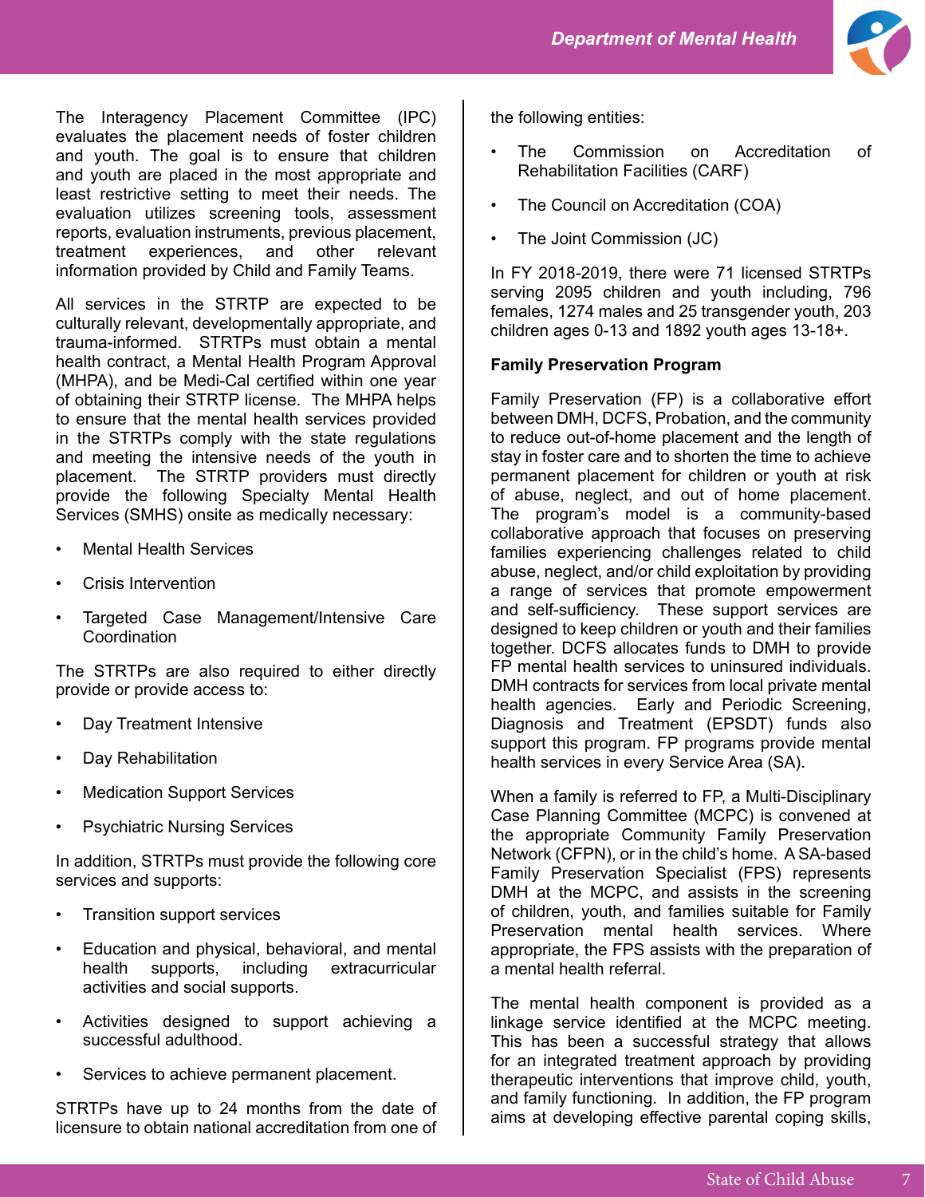The Interagency Placement Committee (IPC) evaluates the placement needs of foster children and youth. The goal is to ensure that children and youth are placed in the most appropriate and least restrictive setting to meet their needs. The evaluation utilizes screening tools, assessment reports, evaluation instruments, previous placement, treatment experiences, and other relevant information provided by Child and Family Teams.

All services in the STRTP are expected to be culturally relevant, developmentally appropriate, and trauma-informed. STRTPs must obtain a mental health contract, a Mental Health Program Approval (MHPA), and be Medi-Cal certified within one year of obtaining their STRTP license. The MHPA helps to ensure that the mental health services provided in the STRTPs comply with the state regulations and meeting the intensive needs of the youth in placement. The STRTP providers must directly provide the following Specialty Mental Health Services (SMHS) onsite as medically necessary:

- Mental Health Services
- Crisis Intervention
- Targeted Case Management/Intensive Care Coordination

The STRTPs are also required to either directly provide or provide access to:

- Day Treatment Intensive
- Day Rehabilitation
- Medication Support Services
- Psychiatric Nursing Services

In addition, STRTPs must provide the following core services and supports:

- Transition support services
- Education and physical, behavioral, and mental health supports, including extracurricular activities and social supports.
- Activities designed to support achieving a successful adulthood.
- Services to achieve permanent placement.

STRTPs have up to 24 months from the date of licensure to obtain national accreditation from one of the following entities:

- The Commission on Accreditation of Rehabilitation Facilities (CARF)
- The Council on Accreditation (COA)
- The Joint Commission (JC)

In FY 2018-2019, there were 71 licensed STRTPs serving 2095 children and youth including, 796 females, 1274 males and 25 transgender youth, 203 children ages 0-13 and 1892 youth ages 13-18+.

**Family Preservation Program**

Family Preservation (FP) is a collaborative effort between DMH, DCFS, Probation, and the community to reduce out-of-home placement and the length of stay in foster care and to shorten the time to achieve permanent placement for children or youth at risk of abuse, neglect, and out of home placement. The program's model is a community-based collaborative approach that focuses on preserving families experiencing challenges related to child abuse, neglect, and/or child exploitation by providing a range of services that promote empowerment and self-sufficiency. These support services are designed to keep children or youth and their families together. DCFS allocates funds to DMH to provide FP mental health services to uninsured individuals. DMH contracts for services from local private mental health agencies. Early and Periodic Screening, Diagnosis and Treatment (EPSDT) funds also support this program. FP programs provide mental health services in every Service Area (SA).

When a family is referred to FP, a Multi-Disciplinary Case Planning Committee (MCPC) is convened at the appropriate Community Family Preservation Network (CFPN), or in the child's home. A SA-based Family Preservation Specialist (FPS) represents DMH at the MCPC, and assists in the screening of children, youth, and families suitable for Family Preservation mental health services. Where appropriate, the FPS assists with the preparation of a mental health referral.

The mental health component is provided as a linkage service identified at the MCPC meeting. This has been a successful strategy that allows for an integrated treatment approach by providing therapeutic interventions that improve child, youth, and family functioning. In addition, the FP program aims at developing effective parental coping skills,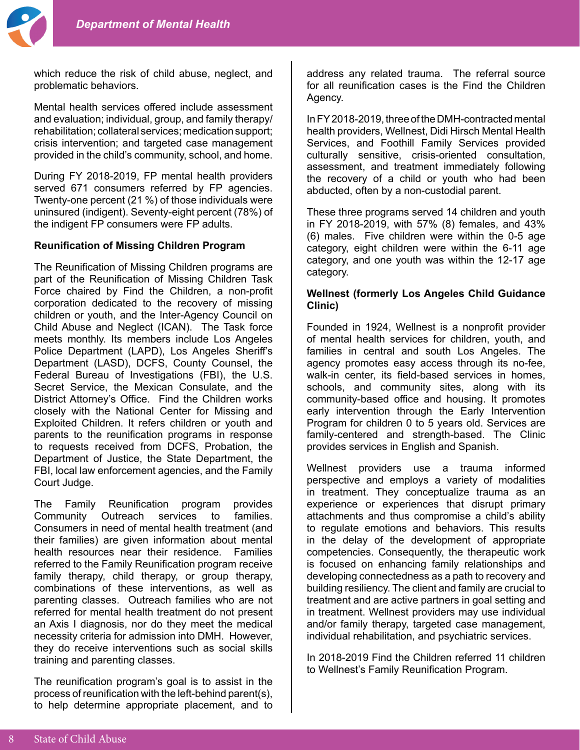which reduce the risk of child abuse, neglect, and problematic behaviors.

Mental health services offered include assessment and evaluation; individual, group, and family therapy/ rehabilitation; collateral services; medication support; crisis intervention; and targeted case management provided in the child's community, school, and home.

During FY 2018-2019, FP mental health providers served 671 consumers referred by FP agencies. Twenty-one percent (21 %) of those individuals were uninsured (indigent). Seventy-eight percent (78%) of the indigent FP consumers were FP adults.

**Reunification of Missing Children Program**

The Reunification of Missing Children programs are part of the Reunification of Missing Children Task Force chaired by Find the Children, a non-profit corporation dedicated to the recovery of missing children or youth, and the Inter-Agency Council on Child Abuse and Neglect (ICAN). The Task force meets monthly. Its members include Los Angeles Police Department (LAPD), Los Angeles Sheriff's Department (LASD), DCFS, County Counsel, the Federal Bureau of Investigations (FBI), the U.S. Secret Service, the Mexican Consulate, and the District Attorney's Office. Find the Children works closely with the National Center for Missing and Exploited Children. It refers children or youth and parents to the reunification programs in response to requests received from DCFS, Probation, the Department of Justice, the State Department, the FBI, local law enforcement agencies, and the Family Court Judge.

The Family Reunification program provides Community Outreach services to families. Consumers in need of mental health treatment (and their families) are given information about mental health resources near their residence. Families referred to the Family Reunification program receive family therapy, child therapy, or group therapy, combinations of these interventions, as well as parenting classes. Outreach families who are not referred for mental health treatment do not present an Axis I diagnosis, nor do they meet the medical necessity criteria for admission into DMH. However, they do receive interventions such as social skills training and parenting classes.

The reunification program's goal is to assist in the process of reunification with the left-behind parent(s), to help determine appropriate placement, and to address any related trauma. The referral source for all reunification cases is the Find the Children Agency.

In FY 2018-2019, three of the DMH-contracted mental health providers, Wellnest, Didi Hirsch Mental Health Services, and Foothill Family Services provided culturally sensitive, crisis-oriented consultation, assessment, and treatment immediately following the recovery of a child or youth who had been abducted, often by a non-custodial parent.

These three programs served 14 children and youth in FY 2018-2019, with 57% (8) females, and 43% (6) males. Five children were within the 0-5 age category, eight children were within the 6-11 age category, and one youth was within the 12-17 age category.

**Wellnest (formerly Los Angeles Child Guidance Clinic)**

Founded in 1924, Wellnest is a nonprofit provider of mental health services for children, youth, and families in central and south Los Angeles. The agency promotes easy access through its no-fee, walk-in center, its field-based services in homes, schools, and community sites, along with its community-based office and housing. It promotes early intervention through the Early Intervention Program for children 0 to 5 years old. Services are family-centered and strength-based. The Clinic provides services in English and Spanish.

Wellnest providers use a trauma informed perspective and employs a variety of modalities in treatment. They conceptualize trauma as an experience or experiences that disrupt primary attachments and thus compromise a child's ability to regulate emotions and behaviors. This results in the delay of the development of appropriate competencies. Consequently, the therapeutic work is focused on enhancing family relationships and developing connectedness as a path to recovery and building resiliency. The client and family are crucial to treatment and are active partners in goal setting and in treatment. Wellnest providers may use individual and/or family therapy, targeted case management, individual rehabilitation, and psychiatric services.

In 2018-2019 Find the Children referred 11 children to Wellnest's Family Reunification Program.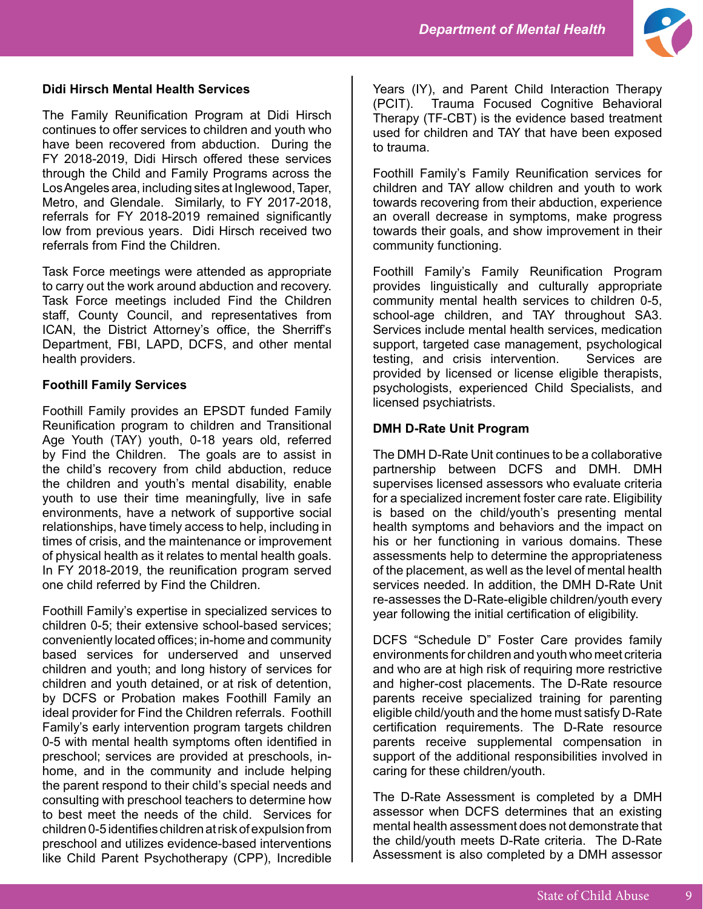### Didi Hirsch Mental Health Services

The Family Reunification Program at Didi Hirsch continues to offer services to children and youth who have been recovered from abduction. During the FY 2018-2019, Didi Hirsch offered these services through the Child and Family Programs across the Los Angeles area, including sites at Inglewood, Taper, Metro, and Glendale. Similarly, to FY 2017-2018, referrals for FY 2018-2019 remained significantly low from previous years. Didi Hirsch received two referrals from Find the Children.

Task Force meetings were attended as appropriate to carry out the work around abduction and recovery. Task Force meetings included Find the Children staff, County Council, and representatives from ICAN, the District Attorney's office, the Sherriff's Department, FBI, LAPD, DCFS, and other mental health providers.

### Foothill Family Services

Foothill Family provides an EPSDT funded Family Reunification program to children and Transitional Age Youth (TAY) youth, 0-18 years old, referred by Find the Children. The goals are to assist in the child's recovery from child abduction, reduce the children and youth's mental disability, enable youth to use their time meaningfully, live in safe environments, have a network of supportive social relationships, have timely access to help, including in times of crisis, and the maintenance or improvement of physical health as it relates to mental health goals. In FY 2018-2019, the reunification program served one child referred by Find the Children.

Foothill Family's expertise in specialized services to children 0-5; their extensive school-based services; conveniently located offices; in-home and community based services for underserved and unserved children and youth; and long history of services for children and youth detained, or at risk of detention, by DCFS or Probation makes Foothill Family an ideal provider for Find the Children referrals. Foothill Family's early intervention program targets children 0-5 with mental health symptoms often identified in preschool; services are provided at preschools, in-home, and in the community and include helping the parent respond to their child's special needs and consulting with preschool teachers to determine how to best meet the needs of the child. Services for children 0-5 identifies children at risk of expulsion from preschool and utilizes evidence-based interventions like Child Parent Psychotherapy (CPP), Incredible Years (IY), and Parent Child Interaction Therapy (PCIT). Trauma Focused Cognitive Behavioral Therapy (TF-CBT) is the evidence based treatment used for children and TAY that have been exposed to trauma.

Foothill Family's Family Reunification services for children and TAY allow children and youth to work towards recovering from their abduction, experience an overall decrease in symptoms, make progress towards their goals, and show improvement in their community functioning.

Foothill Family's Family Reunification Program provides linguistically and culturally appropriate community mental health services to children 0-5, school-age children, and TAY throughout SA3. Services include mental health services, medication support, targeted case management, psychological testing, and crisis intervention. Services are provided by licensed or license eligible therapists, psychologists, experienced Child Specialists, and licensed psychiatrists.

### DMH D-Rate Unit Program

The DMH D-Rate Unit continues to be a collaborative partnership between DCFS and DMH. DMH supervises licensed assessors who evaluate criteria for a specialized increment foster care rate. Eligibility is based on the child/youth's presenting mental health symptoms and behaviors and the impact on his or her functioning in various domains. These assessments help to determine the appropriateness of the placement, as well as the level of mental health services needed. In addition, the DMH D-Rate Unit re-assesses the D-Rate-eligible children/youth every year following the initial certification of eligibility.

DCFS "Schedule D" Foster Care provides family environments for children and youth who meet criteria and who are at high risk of requiring more restrictive and higher-cost placements. The D-Rate resource parents receive specialized training for parenting eligible child/youth and the home must satisfy D-Rate certification requirements. The D-Rate resource parents receive supplemental compensation in support of the additional responsibilities involved in caring for these children/youth.

The D-Rate Assessment is completed by a DMH assessor when DCFS determines that an existing mental health assessment does not demonstrate that the child/youth meets D-Rate criteria. The D-Rate Assessment is also completed by a DMH assessor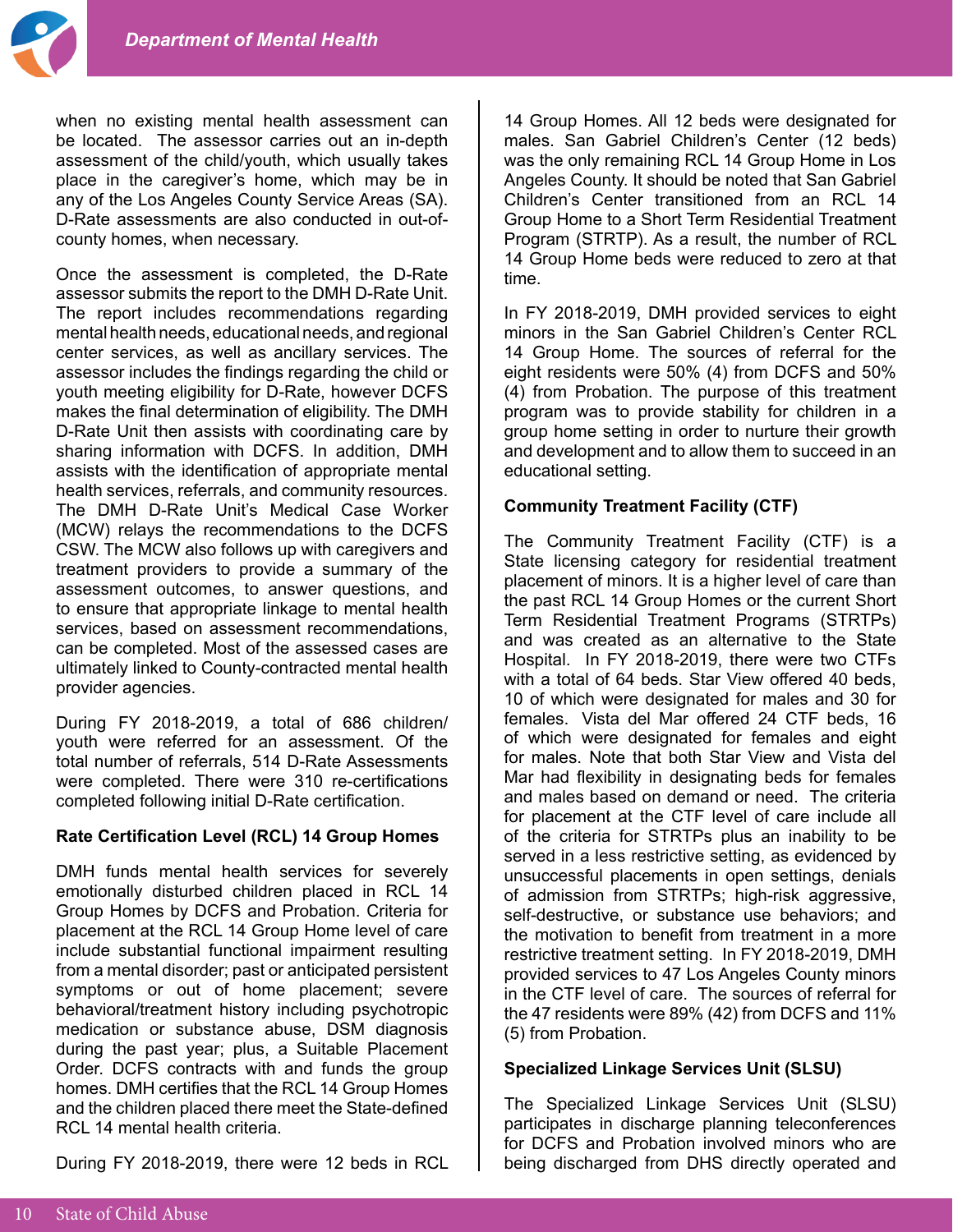when no existing mental health assessment can be located. The assessor carries out an in-depth assessment of the child/youth, which usually takes place in the caregiver's home, which may be in any of the Los Angeles County Service Areas (SA). D-Rate assessments are also conducted in out-of-county homes, when necessary.

Once the assessment is completed, the D-Rate assessor submits the report to the DMH D-Rate Unit. The report includes recommendations regarding mental health needs, educational needs, and regional center services, as well as ancillary services. The assessor includes the findings regarding the child or youth meeting eligibility for D-Rate, however DCFS makes the final determination of eligibility. The DMH D-Rate Unit then assists with coordinating care by sharing information with DCFS. In addition, DMH assists with the identification of appropriate mental health services, referrals, and community resources. The DMH D-Rate Unit's Medical Case Worker (MCW) relays the recommendations to the DCFS CSW. The MCW also follows up with caregivers and treatment providers to provide a summary of the assessment outcomes, to answer questions, and to ensure that appropriate linkage to mental health services, based on assessment recommendations, can be completed. Most of the assessed cases are ultimately linked to County-contracted mental health provider agencies.

During FY 2018-2019, a total of 686 children/youth were referred for an assessment. Of the total number of referrals, 514 D-Rate Assessments were completed. There were 310 re-certifications completed following initial D-Rate certification.

**Rate Certification Level (RCL) 14 Group Homes**

DMH funds mental health services for severely emotionally disturbed children placed in RCL 14 Group Homes by DCFS and Probation. Criteria for placement at the RCL 14 Group Home level of care include substantial functional impairment resulting from a mental disorder; past or anticipated persistent symptoms or out of home placement; severe behavioral/treatment history including psychotropic medication or substance abuse, DSM diagnosis during the past year; plus, a Suitable Placement Order. DCFS contracts with and funds the group homes. DMH certifies that the RCL 14 Group Homes and the children placed there meet the State-defined RCL 14 mental health criteria.

During FY 2018-2019, there were 12 beds in RCL 14 Group Homes. All 12 beds were designated for males. San Gabriel Children's Center (12 beds) was the only remaining RCL 14 Group Home in Los Angeles County. It should be noted that San Gabriel Children's Center transitioned from an RCL 14 Group Home to a Short Term Residential Treatment Program (STRTP). As a result, the number of RCL 14 Group Home beds were reduced to zero at that time.

In FY 2018-2019, DMH provided services to eight minors in the San Gabriel Children's Center RCL 14 Group Home. The sources of referral for the eight residents were 50% (4) from DCFS and 50% (4) from Probation. The purpose of this treatment program was to provide stability for children in a group home setting in order to nurture their growth and development and to allow them to succeed in an educational setting.

**Community Treatment Facility (CTF)**

The Community Treatment Facility (CTF) is a State licensing category for residential treatment placement of minors. It is a higher level of care than the past RCL 14 Group Homes or the current Short Term Residential Treatment Programs (STRTPs) and was created as an alternative to the State Hospital. In FY 2018-2019, there were two CTFs with a total of 64 beds. Star View offered 40 beds, 10 of which were designated for males and 30 for females. Vista del Mar offered 24 CTF beds, 16 of which were designated for females and eight for males. Note that both Star View and Vista del Mar had flexibility in designating beds for females and males based on demand or need. The criteria for placement at the CTF level of care include all of the criteria for STRTPs plus an inability to be served in a less restrictive setting, as evidenced by unsuccessful placements in open settings, denials of admission from STRTPs; high-risk aggressive, self-destructive, or substance use behaviors; and the motivation to benefit from treatment in a more restrictive treatment setting. In FY 2018-2019, DMH provided services to 47 Los Angeles County minors in the CTF level of care. The sources of referral for the 47 residents were 89% (42) from DCFS and 11% (5) from Probation.

**Specialized Linkage Services Unit (SLSU)**

The Specialized Linkage Services Unit (SLSU) participates in discharge planning teleconferences for DCFS and Probation involved minors who are being discharged from DHS directly operated and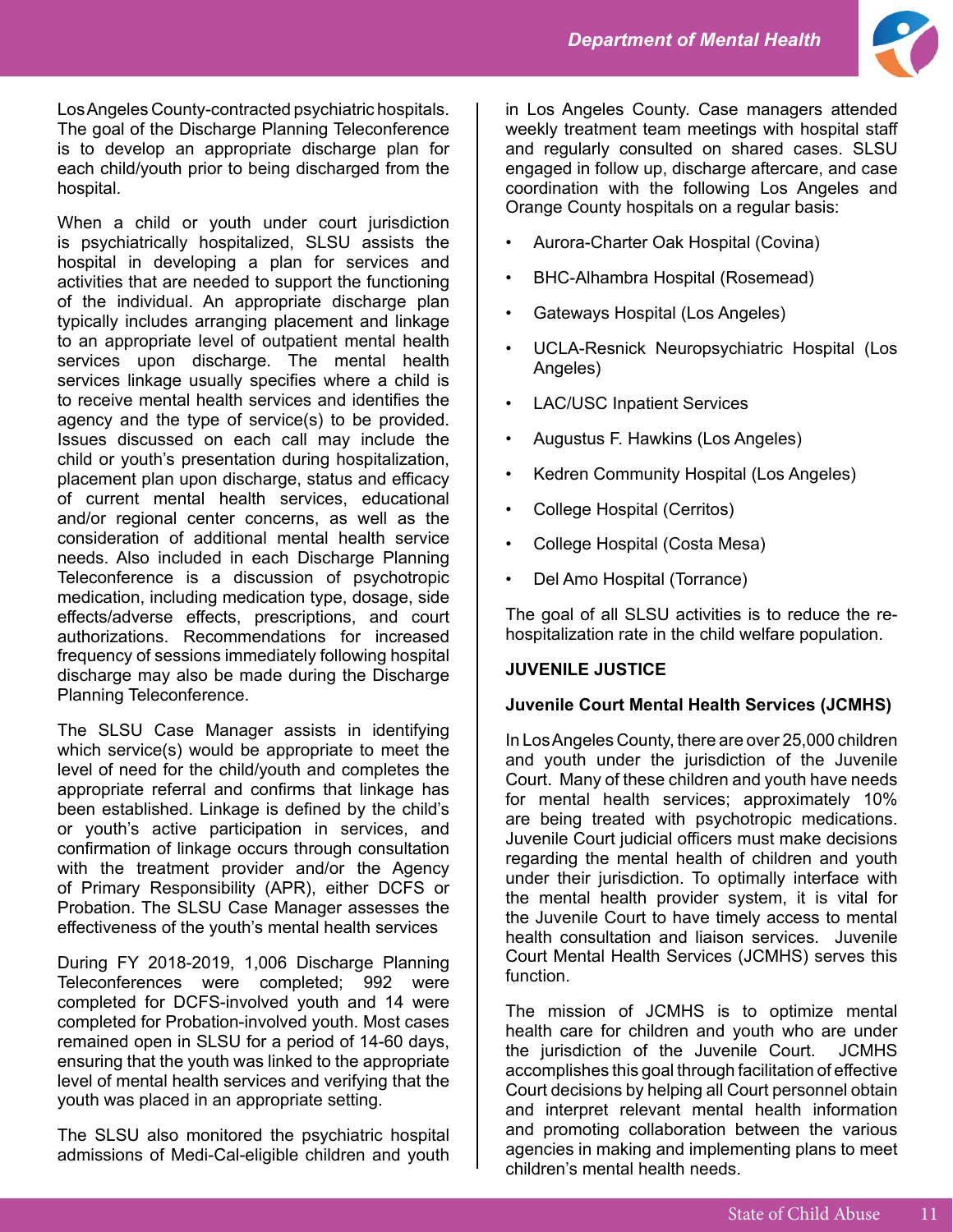Los Angeles County-contracted psychiatric hospitals. The goal of the Discharge Planning Teleconference is to develop an appropriate discharge plan for each child/youth prior to being discharged from the hospital.

When a child or youth under court jurisdiction is psychiatrically hospitalized, SLSU assists the hospital in developing a plan for services and activities that are needed to support the functioning of the individual. An appropriate discharge plan typically includes arranging placement and linkage to an appropriate level of outpatient mental health services upon discharge. The mental health services linkage usually specifies where a child is to receive mental health services and identifies the agency and the type of service(s) to be provided. Issues discussed on each call may include the child or youth's presentation during hospitalization, placement plan upon discharge, status and efficacy of current mental health services, educational and/or regional center concerns, as well as the consideration of additional mental health service needs. Also included in each Discharge Planning Teleconference is a discussion of psychotropic medication, including medication type, dosage, side effects/adverse effects, prescriptions, and court authorizations. Recommendations for increased frequency of sessions immediately following hospital discharge may also be made during the Discharge Planning Teleconference.

The SLSU Case Manager assists in identifying which service(s) would be appropriate to meet the level of need for the child/youth and completes the appropriate referral and confirms that linkage has been established. Linkage is defined by the child's or youth's active participation in services, and confirmation of linkage occurs through consultation with the treatment provider and/or the Agency of Primary Responsibility (APR), either DCFS or Probation. The SLSU Case Manager assesses the effectiveness of the youth's mental health services

During FY 2018-2019, 1,006 Discharge Planning Teleconferences were completed; 992 were completed for DCFS-involved youth and 14 were completed for Probation-involved youth. Most cases remained open in SLSU for a period of 14-60 days, ensuring that the youth was linked to the appropriate level of mental health services and verifying that the youth was placed in an appropriate setting.

The SLSU also monitored the psychiatric hospital admissions of Medi-Cal-eligible children and youth in Los Angeles County. Case managers attended weekly treatment team meetings with hospital staff and regularly consulted on shared cases. SLSU engaged in follow up, discharge aftercare, and case coordination with the following Los Angeles and Orange County hospitals on a regular basis:

- Aurora-Charter Oak Hospital (Covina)
- BHC-Alhambra Hospital (Rosemead)
- Gateways Hospital (Los Angeles)
- UCLA-Resnick Neuropsychiatric Hospital (Los Angeles)
- LAC/USC Inpatient Services
- Augustus F. Hawkins (Los Angeles)
- Kedren Community Hospital (Los Angeles)
- College Hospital (Cerritos)
- College Hospital (Costa Mesa)
- Del Amo Hospital (Torrance)

The goal of all SLSU activities is to reduce the re-hospitalization rate in the child welfare population.

## JUVENILE JUSTICE

### Juvenile Court Mental Health Services (JCMHS)

In Los Angeles County, there are over 25,000 children and youth under the jurisdiction of the Juvenile Court. Many of these children and youth have needs for mental health services; approximately 10% are being treated with psychotropic medications. Juvenile Court judicial officers must make decisions regarding the mental health of children and youth under their jurisdiction. To optimally interface with the mental health provider system, it is vital for the Juvenile Court to have timely access to mental health consultation and liaison services. Juvenile Court Mental Health Services (JCMHS) serves this function.

The mission of JCMHS is to optimize mental health care for children and youth who are under the jurisdiction of the Juvenile Court. JCMHS accomplishes this goal through facilitation of effective Court decisions by helping all Court personnel obtain and interpret relevant mental health information and promoting collaboration between the various agencies in making and implementing plans to meet children's mental health needs.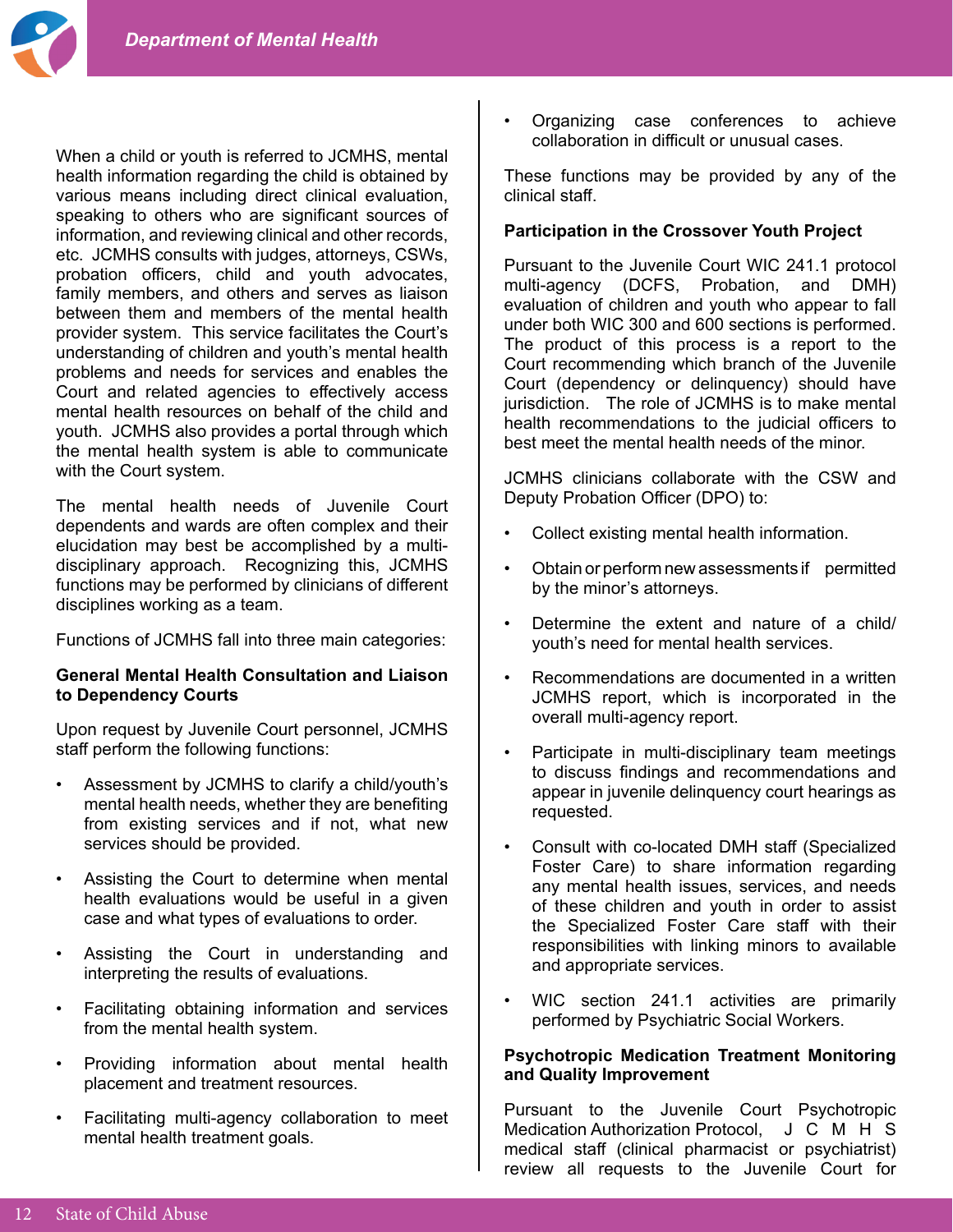When a child or youth is referred to JCMHS, mental health information regarding the child is obtained by various means including direct clinical evaluation, speaking to others who are significant sources of information, and reviewing clinical and other records, etc. JCMHS consults with judges, attorneys, CSWs, probation officers, child and youth advocates, family members, and others and serves as liaison between them and members of the mental health provider system. This service facilitates the Court's understanding of children and youth's mental health problems and needs for services and enables the Court and related agencies to effectively access mental health resources on behalf of the child and youth. JCMHS also provides a portal through which the mental health system is able to communicate with the Court system.

The mental health needs of Juvenile Court dependents and wards are often complex and their elucidation may best be accomplished by a multi-disciplinary approach. Recognizing this, JCMHS functions may be performed by clinicians of different disciplines working as a team.

Functions of JCMHS fall into three main categories:

**General Mental Health Consultation and Liaison to Dependency Courts**

Upon request by Juvenile Court personnel, JCMHS staff perform the following functions:

- Assessment by JCMHS to clarify a child/youth's mental health needs, whether they are benefiting from existing services and if not, what new services should be provided.
- Assisting the Court to determine when mental health evaluations would be useful in a given case and what types of evaluations to order.
- Assisting the Court in understanding and interpreting the results of evaluations.
- Facilitating obtaining information and services from the mental health system.
- Providing information about mental health placement and treatment resources.
- Facilitating multi-agency collaboration to meet mental health treatment goals.
- Organizing case conferences to achieve collaboration in difficult or unusual cases.

These functions may be provided by any of the clinical staff.

**Participation in the Crossover Youth Project**

Pursuant to the Juvenile Court WIC 241.1 protocol multi-agency (DCFS, Probation, and DMH) evaluation of children and youth who appear to fall under both WIC 300 and 600 sections is performed. The product of this process is a report to the Court recommending which branch of the Juvenile Court (dependency or delinquency) should have jurisdiction. The role of JCMHS is to make mental health recommendations to the judicial officers to best meet the mental health needs of the minor.

JCMHS clinicians collaborate with the CSW and Deputy Probation Officer (DPO) to:

- Collect existing mental health information.
- Obtain or perform new assessments if permitted by the minor's attorneys.
- Determine the extent and nature of a child/youth's need for mental health services.
- Recommendations are documented in a written JCMHS report, which is incorporated in the overall multi-agency report.
- Participate in multi-disciplinary team meetings to discuss findings and recommendations and appear in juvenile delinquency court hearings as requested.
- Consult with co-located DMH staff (Specialized Foster Care) to share information regarding any mental health issues, services, and needs of these children and youth in order to assist the Specialized Foster Care staff with their responsibilities with linking minors to available and appropriate services.
- WIC section 241.1 activities are primarily performed by Psychiatric Social Workers.

**Psychotropic Medication Treatment Monitoring and Quality Improvement**

Pursuant to the Juvenile Court Psychotropic Medication Authorization Protocol, JCMHS medical staff (clinical pharmacist or psychiatrist) review all requests to the Juvenile Court for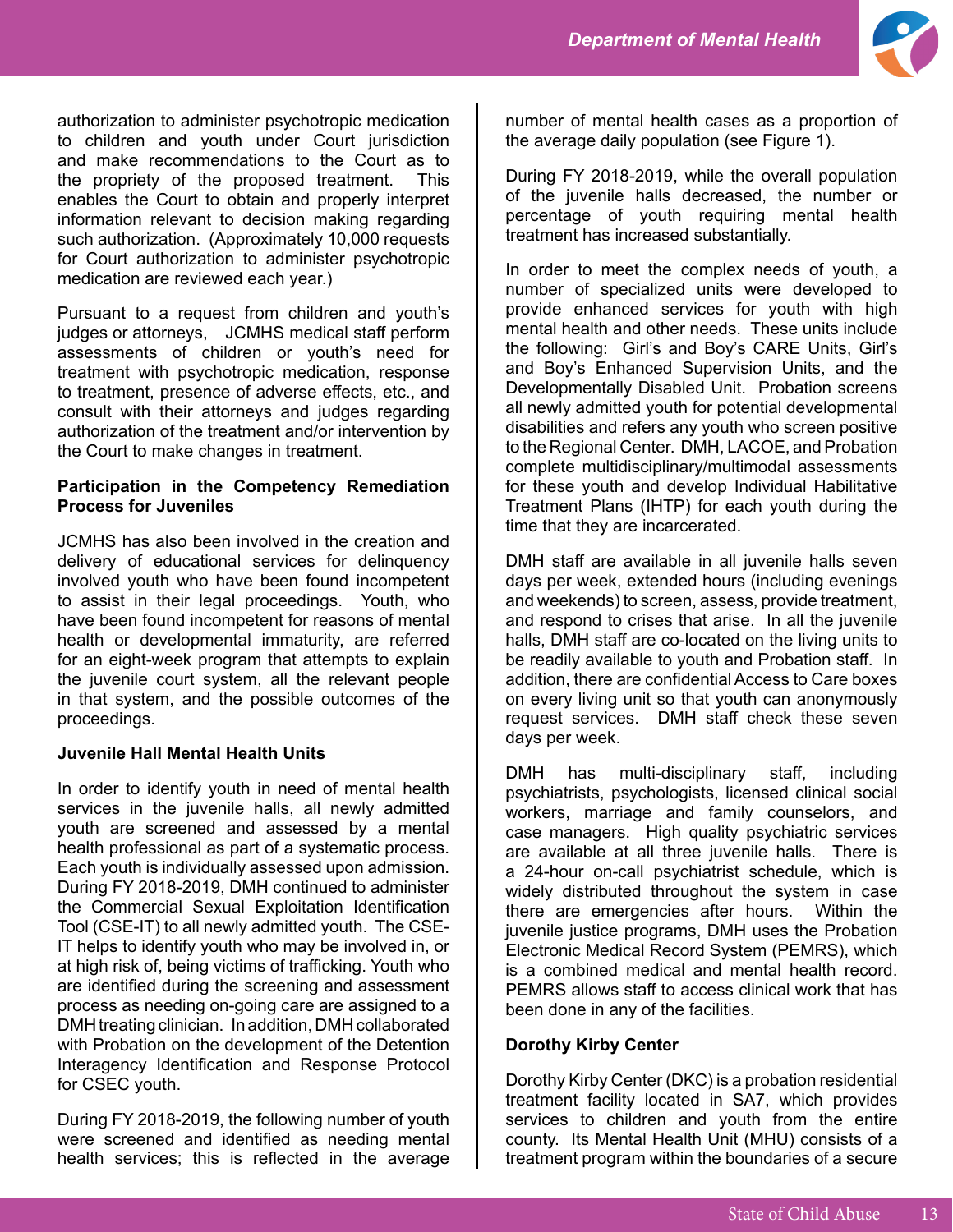authorization to administer psychotropic medication to children and youth under Court jurisdiction and make recommendations to the Court as to the propriety of the proposed treatment. This enables the Court to obtain and properly interpret information relevant to decision making regarding such authorization. (Approximately 10,000 requests for Court authorization to administer psychotropic medication are reviewed each year.)

Pursuant to a request from children and youth's judges or attorneys, JCMHS medical staff perform assessments of children or youth's need for treatment with psychotropic medication, response to treatment, presence of adverse effects, etc., and consult with their attorneys and judges regarding authorization of the treatment and/or intervention by the Court to make changes in treatment.

**Participation in the Competency Remediation Process for Juveniles**

JCMHS has also been involved in the creation and delivery of educational services for delinquency involved youth who have been found incompetent to assist in their legal proceedings. Youth, who have been found incompetent for reasons of mental health or developmental immaturity, are referred for an eight-week program that attempts to explain the juvenile court system, all the relevant people in that system, and the possible outcomes of the proceedings.

**Juvenile Hall Mental Health Units**

In order to identify youth in need of mental health services in the juvenile halls, all newly admitted youth are screened and assessed by a mental health professional as part of a systematic process. Each youth is individually assessed upon admission. During FY 2018-2019, DMH continued to administer the Commercial Sexual Exploitation Identification Tool (CSE-IT) to all newly admitted youth. The CSE-IT helps to identify youth who may be involved in, or at high risk of, being victims of trafficking. Youth who are identified during the screening and assessment process as needing on-going care are assigned to a DMH treating clinician. In addition, DMH collaborated with Probation on the development of the Detention Interagency Identification and Response Protocol for CSEC youth.

During FY 2018-2019, the following number of youth were screened and identified as needing mental health services; this is reflected in the average number of mental health cases as a proportion of the average daily population (see Figure 1).

During FY 2018-2019, while the overall population of the juvenile halls decreased, the number or percentage of youth requiring mental health treatment has increased substantially.

In order to meet the complex needs of youth, a number of specialized units were developed to provide enhanced services for youth with high mental health and other needs. These units include the following: Girl's and Boy's CARE Units, Girl's and Boy's Enhanced Supervision Units, and the Developmentally Disabled Unit. Probation screens all newly admitted youth for potential developmental disabilities and refers any youth who screen positive to the Regional Center. DMH, LACOE, and Probation complete multidisciplinary/multimodal assessments for these youth and develop Individual Habilitative Treatment Plans (IHTP) for each youth during the time that they are incarcerated.

DMH staff are available in all juvenile halls seven days per week, extended hours (including evenings and weekends) to screen, assess, provide treatment, and respond to crises that arise. In all the juvenile halls, DMH staff are co-located on the living units to be readily available to youth and Probation staff. In addition, there are confidential Access to Care boxes on every living unit so that youth can anonymously request services. DMH staff check these seven days per week.

DMH has multi-disciplinary staff, including psychiatrists, psychologists, licensed clinical social workers, marriage and family counselors, and case managers. High quality psychiatric services are available at all three juvenile halls. There is a 24-hour on-call psychiatrist schedule, which is widely distributed throughout the system in case there are emergencies after hours. Within the juvenile justice programs, DMH uses the Probation Electronic Medical Record System (PEMRS), which is a combined medical and mental health record. PEMRS allows staff to access clinical work that has been done in any of the facilities.

**Dorothy Kirby Center**

Dorothy Kirby Center (DKC) is a probation residential treatment facility located in SA7, which provides services to children and youth from the entire county. Its Mental Health Unit (MHU) consists of a treatment program within the boundaries of a secure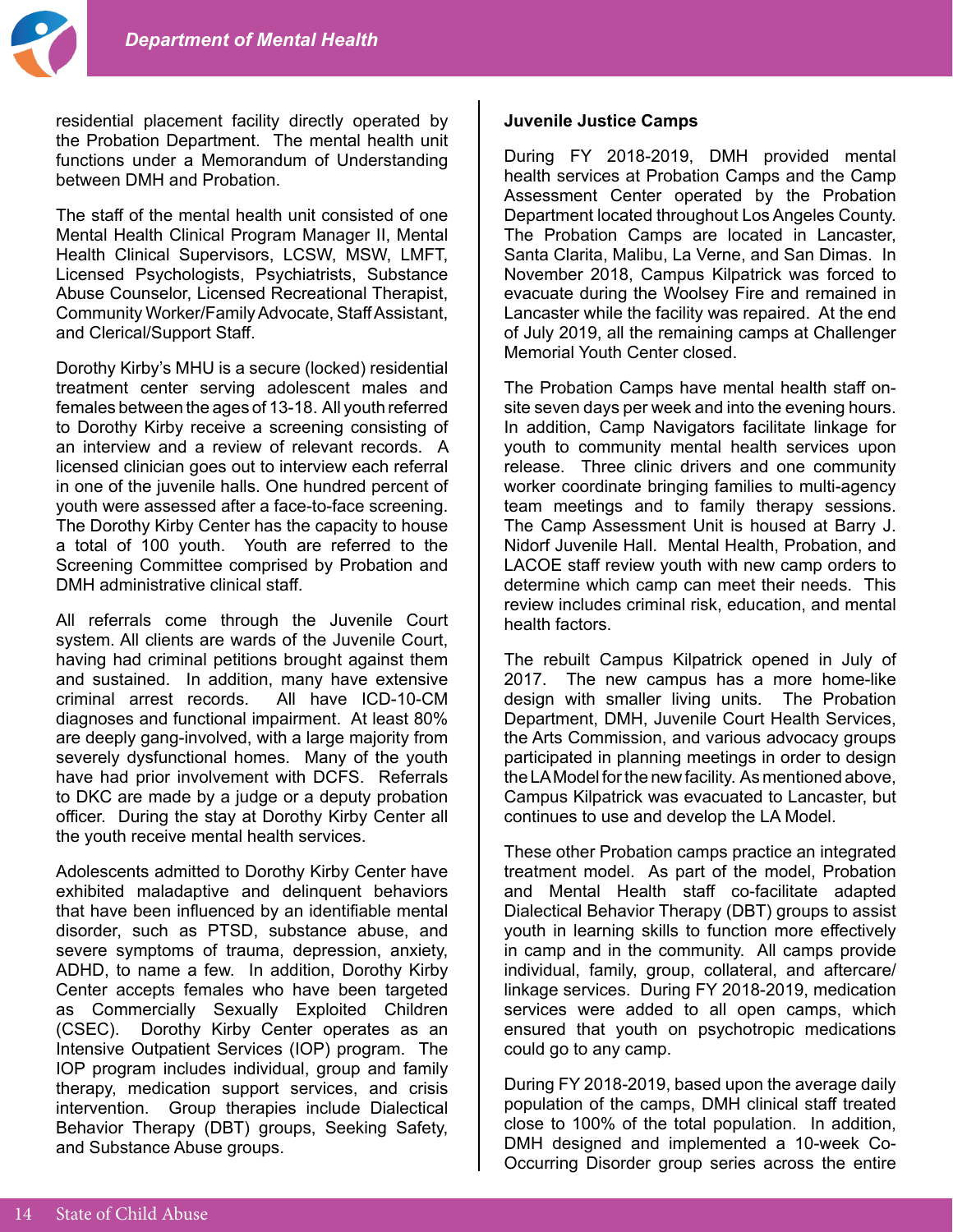residential placement facility directly operated by the Probation Department. The mental health unit functions under a Memorandum of Understanding between DMH and Probation.

The staff of the mental health unit consisted of one Mental Health Clinical Program Manager II, Mental Health Clinical Supervisors, LCSW, MSW, LMFT, Licensed Psychologists, Psychiatrists, Substance Abuse Counselor, Licensed Recreational Therapist, Community Worker/Family Advocate, Staff Assistant, and Clerical/Support Staff.

Dorothy Kirby's MHU is a secure (locked) residential treatment center serving adolescent males and females between the ages of 13-18. All youth referred to Dorothy Kirby receive a screening consisting of an interview and a review of relevant records. A licensed clinician goes out to interview each referral in one of the juvenile halls. One hundred percent of youth were assessed after a face-to-face screening. The Dorothy Kirby Center has the capacity to house a total of 100 youth. Youth are referred to the Screening Committee comprised by Probation and DMH administrative clinical staff.

All referrals come through the Juvenile Court system. All clients are wards of the Juvenile Court, having had criminal petitions brought against them and sustained. In addition, many have extensive criminal arrest records. All have ICD-10-CM diagnoses and functional impairment. At least 80% are deeply gang-involved, with a large majority from severely dysfunctional homes. Many of the youth have had prior involvement with DCFS. Referrals to DKC are made by a judge or a deputy probation officer. During the stay at Dorothy Kirby Center all the youth receive mental health services.

Adolescents admitted to Dorothy Kirby Center have exhibited maladaptive and delinquent behaviors that have been influenced by an identifiable mental disorder, such as PTSD, substance abuse, and severe symptoms of trauma, depression, anxiety, ADHD, to name a few. In addition, Dorothy Kirby Center accepts females who have been targeted as Commercially Sexually Exploited Children (CSEC). Dorothy Kirby Center operates as an Intensive Outpatient Services (IOP) program. The IOP program includes individual, group and family therapy, medication support services, and crisis intervention. Group therapies include Dialectical Behavior Therapy (DBT) groups, Seeking Safety, and Substance Abuse groups.

**Juvenile Justice Camps**

During FY 2018-2019, DMH provided mental health services at Probation Camps and the Camp Assessment Center operated by the Probation Department located throughout Los Angeles County. The Probation Camps are located in Lancaster, Santa Clarita, Malibu, La Verne, and San Dimas. In November 2018, Campus Kilpatrick was forced to evacuate during the Woolsey Fire and remained in Lancaster while the facility was repaired. At the end of July 2019, all the remaining camps at Challenger Memorial Youth Center closed.

The Probation Camps have mental health staff on-site seven days per week and into the evening hours. In addition, Camp Navigators facilitate linkage for youth to community mental health services upon release. Three clinic drivers and one community worker coordinate bringing families to multi-agency team meetings and to family therapy sessions. The Camp Assessment Unit is housed at Barry J. Nidorf Juvenile Hall. Mental Health, Probation, and LACOE staff review youth with new camp orders to determine which camp can meet their needs. This review includes criminal risk, education, and mental health factors.

The rebuilt Campus Kilpatrick opened in July of 2017. The new campus has a more home-like design with smaller living units. The Probation Department, DMH, Juvenile Court Health Services, the Arts Commission, and various advocacy groups participated in planning meetings in order to design the LA Model for the new facility. As mentioned above, Campus Kilpatrick was evacuated to Lancaster, but continues to use and develop the LA Model.

These other Probation camps practice an integrated treatment model. As part of the model, Probation and Mental Health staff co-facilitate adapted Dialectical Behavior Therapy (DBT) groups to assist youth in learning skills to function more effectively in camp and in the community. All camps provide individual, family, group, collateral, and aftercare/linkage services. During FY 2018-2019, medication services were added to all open camps, which ensured that youth on psychotropic medications could go to any camp.

During FY 2018-2019, based upon the average daily population of the camps, DMH clinical staff treated close to 100% of the total population. In addition, DMH designed and implemented a 10-week Co-Occurring Disorder group series across the entire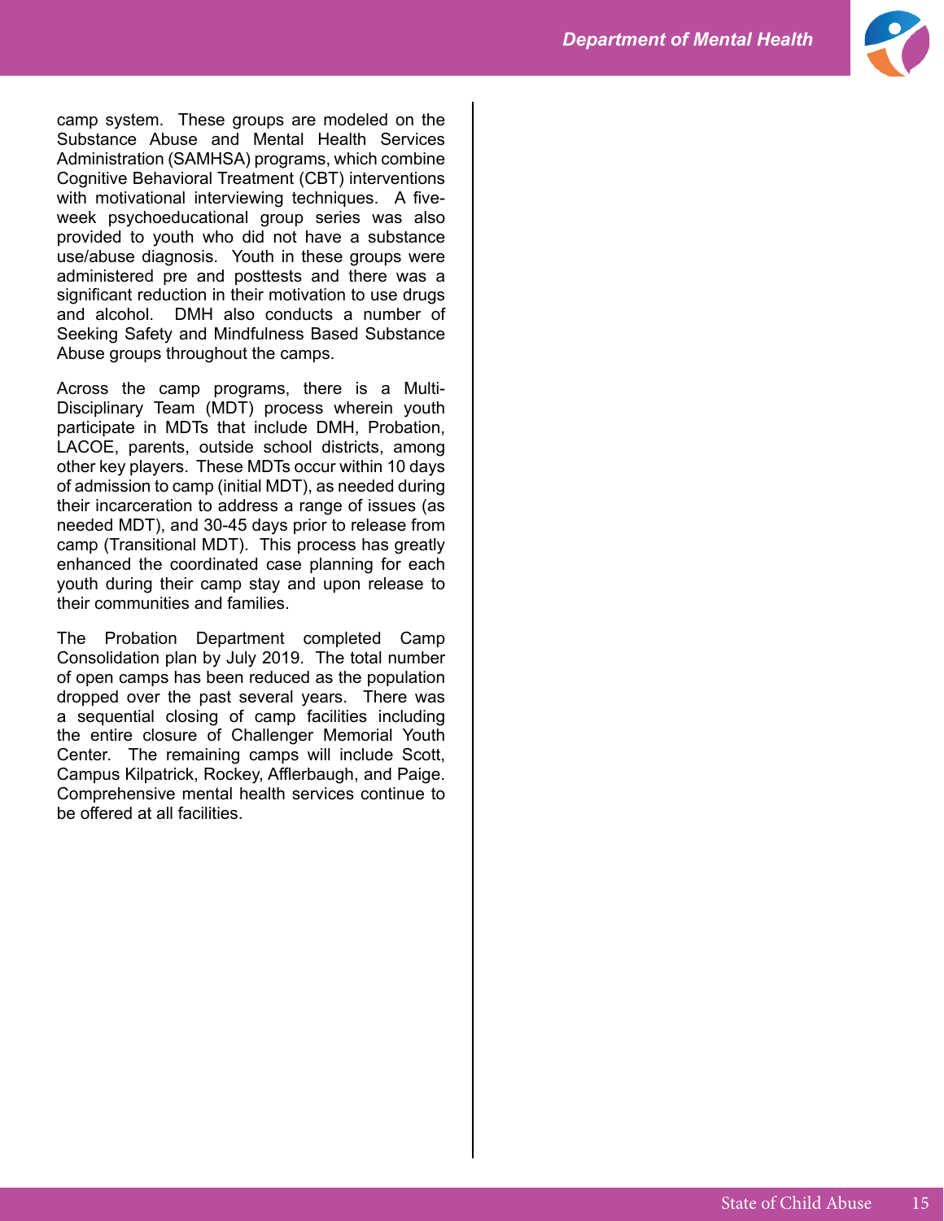camp system. These groups are modeled on the Substance Abuse and Mental Health Services Administration (SAMHSA) programs, which combine Cognitive Behavioral Treatment (CBT) interventions with motivational interviewing techniques. A five-week psychoeducational group series was also provided to youth who did not have a substance use/abuse diagnosis. Youth in these groups were administered pre and posttests and there was a significant reduction in their motivation to use drugs and alcohol. DMH also conducts a number of Seeking Safety and Mindfulness Based Substance Abuse groups throughout the camps.

Across the camp programs, there is a Multi-Disciplinary Team (MDT) process wherein youth participate in MDTs that include DMH, Probation, LACOE, parents, outside school districts, among other key players. These MDTs occur within 10 days of admission to camp (initial MDT), as needed during their incarceration to address a range of issues (as needed MDT), and 30-45 days prior to release from camp (Transitional MDT). This process has greatly enhanced the coordinated case planning for each youth during their camp stay and upon release to their communities and families.

The Probation Department completed Camp Consolidation plan by July 2019. The total number of open camps has been reduced as the population dropped over the past several years. There was a sequential closing of camp facilities including the entire closure of Challenger Memorial Youth Center. The remaining camps will include Scott, Campus Kilpatrick, Rockey, Afflerbaugh, and Paige. Comprehensive mental health services continue to be offered at all facilities.